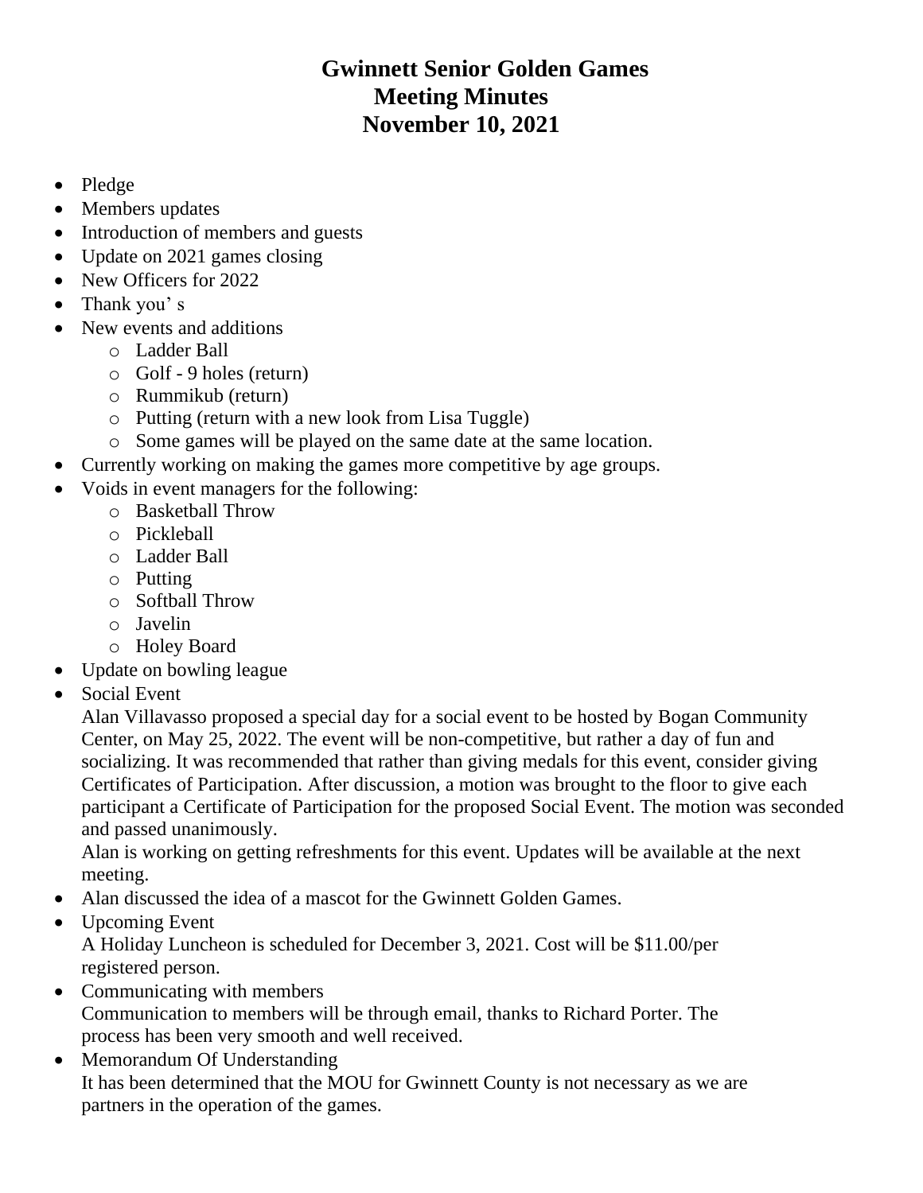# Gwinnett Senior Golden Games
# Meeting Minutes
# November 10, 2021

- Pledge
- Members updates
- Introduction of members and guests
- Update on 2021 games closing
- New Officers for 2022
- Thank you' s
- New events and additions
    - Ladder Ball
    - Golf - 9 holes (return)
    - Rummikub (return)
    - Putting (return with a new look from Lisa Tuggle)
    - Some games will be played on the same date at the same location.
- Currently working on making the games more competitive by age groups.
- Voids in event managers for the following:
    - Basketball Throw
    - Pickleball
    - Ladder Ball
    - Putting
    - Softball Throw
    - Javelin
    - Holey Board
- Update on bowling league
- Social Event

  Alan Villavasso proposed a special day for a social event to be hosted by Bogan Community Center, on May 25, 2022. The event will be non-competitive, but rather a day of fun and socializing. It was recommended that rather than giving medals for this event, consider giving Certificates of Participation. After discussion, a motion was brought to the floor to give each participant a Certificate of Participation for the proposed Social Event. The motion was seconded and passed unanimously.

  Alan is working on getting refreshments for this event. Updates will be available at the next meeting.
- Alan discussed the idea of a mascot for the Gwinnett Golden Games.
- Upcoming Event

  A Holiday Luncheon is scheduled for December 3, 2021. Cost will be $11.00/per registered person.
- Communicating with members

  Communication to members will be through email, thanks to Richard Porter. The process has been very smooth and well received.
- Memorandum Of Understanding

  It has been determined that the MOU for Gwinnett County is not necessary as we are partners in the operation of the games.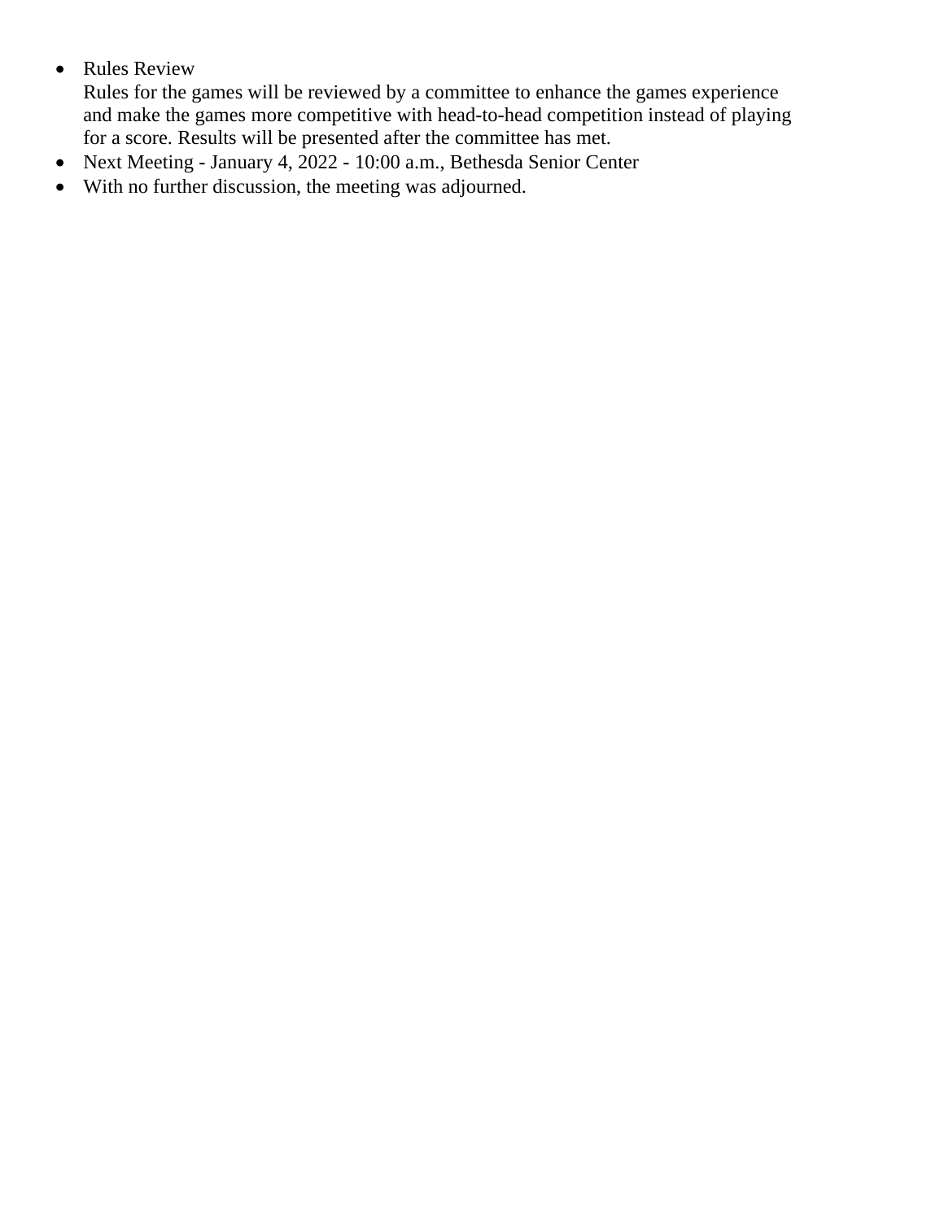- Rules Review
  Rules for the games will be reviewed by a committee to enhance the games experience and make the games more competitive with head-to-head competition instead of playing for a score. Results will be presented after the committee has met.
- Next Meeting - January 4, 2022 - 10:00 a.m., Bethesda Senior Center
- With no further discussion, the meeting was adjourned.